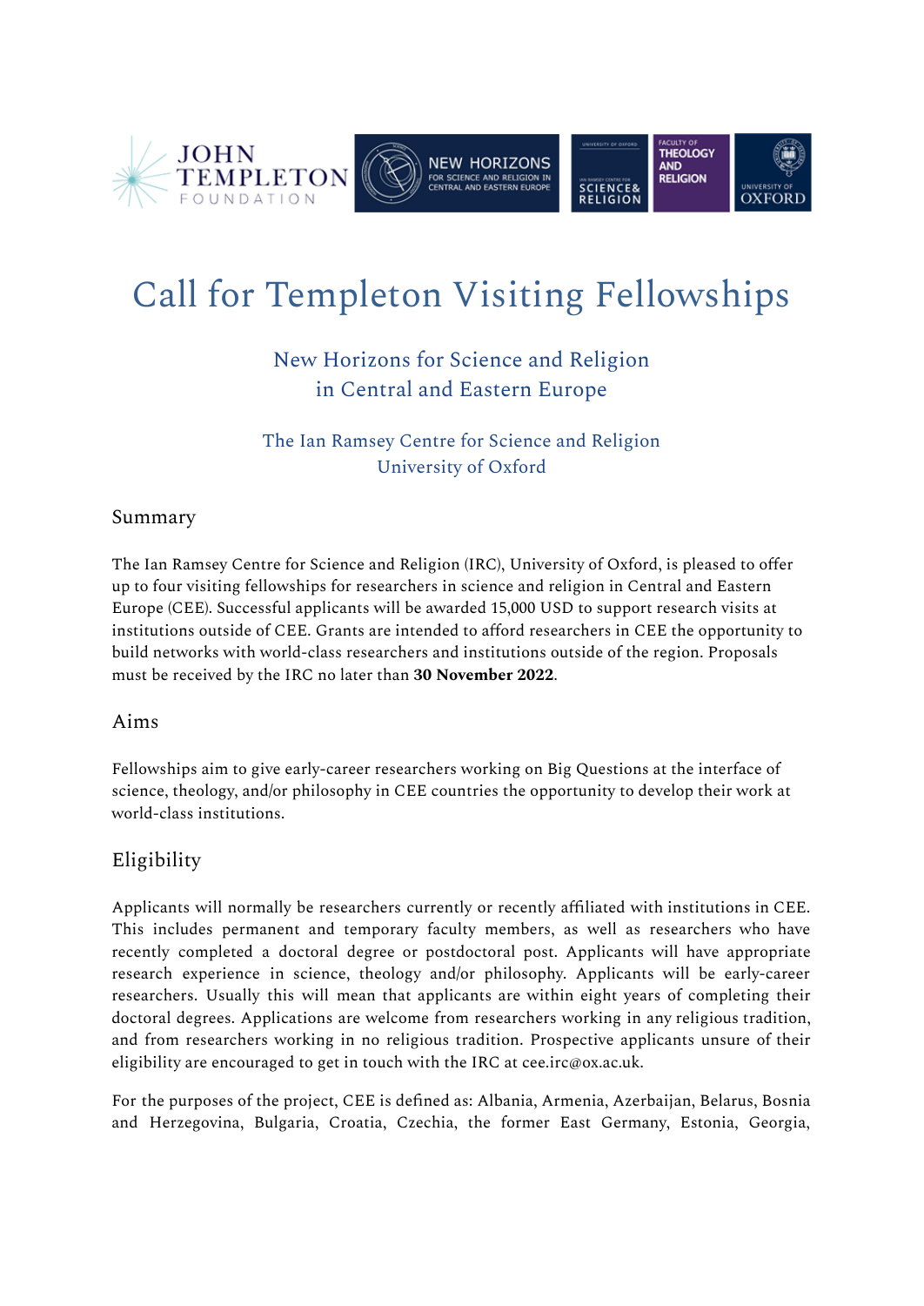# Call for Templeton Visiting Fellowships

## New Horizons for Science and Religion in Central and Eastern Europe

### The Ian Ramsey Centre for Science and Religion University of Oxford

## Summary

The Ian Ramsey Centre for Science and Religion (IRC), University of Oxford, is pleased to offer up to four visiting fellowships for researchers in science and religion in Central and Eastern Europe (CEE). Successful applicants will be awarded 15,000 USD to support research visits at institutions outside of CEE. Grants are intended to afford researchers in CEE the opportunity to build networks with world-class researchers and institutions outside of the region. Proposals must be received by the IRC no later than **30 November 2022**.

## Aims

Fellowships aim to give early-career researchers working on Big Questions at the interface of science, theology, and/or philosophy in CEE countries the opportunity to develop their work at world-class institutions.

## Eligibility

Applicants will normally be researchers currently or recently affiliated with institutions in CEE. This includes permanent and temporary faculty members, as well as researchers who have recently completed a doctoral degree or postdoctoral post. Applicants will have appropriate research experience in science, theology and/or philosophy. Applicants will be early-career researchers. Usually this will mean that applicants are within eight years of completing their doctoral degrees. Applications are welcome from researchers working in any religious tradition, and from researchers working in no religious tradition. Prospective applicants unsure of their eligibility are encouraged to get in touch with the IRC at cee.irc@ox.ac.uk.

For the purposes of the project, CEE is defined as: Albania, Armenia, Azerbaijan, Belarus, Bosnia and Herzegovina, Bulgaria, Croatia, Czechia, the former East Germany, Estonia, Georgia,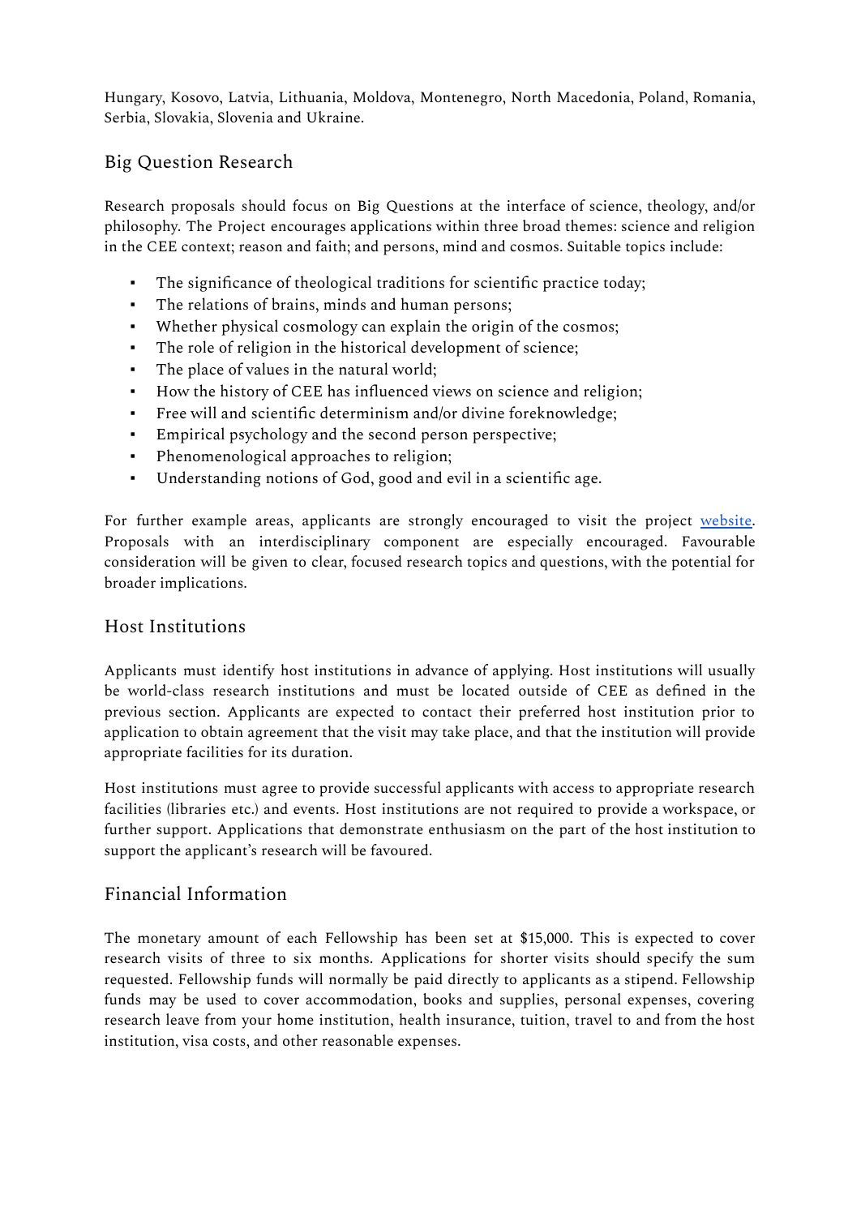Hungary, Kosovo, Latvia, Lithuania, Moldova, Montenegro, North Macedonia, Poland, Romania, Serbia, Slovakia, Slovenia and Ukraine.

## Big Question Research

Research proposals should focus on Big Questions at the interface of science, theology, and/or philosophy. The Project encourages applications within three broad themes: science and religion in the CEE context; reason and faith; and persons, mind and cosmos. Suitable topics include:

- The significance of theological traditions for scientific practice today;
- The relations of brains, minds and human persons;
- Whether physical cosmology can explain the origin of the cosmos;
- The role of religion in the historical development of science;
- The place of values in the natural world;
- How the history of CEE has influenced views on science and religion;
- Free will and scientific determinism and/or divine foreknowledge;
- Empirical psychology and the second person perspective;
- Phenomenological approaches to religion;
- Understanding notions of God, good and evil in a scientific age.

For further example areas, applicants are strongly encouraged to visit the project website. Proposals with an interdisciplinary component are especially encouraged. Favourable consideration will be given to clear, focused research topics and questions, with the potential for broader implications.

## Host Institutions

Applicants must identify host institutions in advance of applying. Host institutions will usually be world-class research institutions and must be located outside of CEE as defined in the previous section. Applicants are expected to contact their preferred host institution prior to application to obtain agreement that the visit may take place, and that the institution will provide appropriate facilities for its duration.

Host institutions must agree to provide successful applicants with access to appropriate research facilities (libraries etc.) and events. Host institutions are not required to provide a workspace, or further support. Applications that demonstrate enthusiasm on the part of the host institution to support the applicant's research will be favoured.

## Financial Information

The monetary amount of each Fellowship has been set at $15,000. This is expected to cover research visits of three to six months. Applications for shorter visits should specify the sum requested. Fellowship funds will normally be paid directly to applicants as a stipend. Fellowship funds may be used to cover accommodation, books and supplies, personal expenses, covering research leave from your home institution, health insurance, tuition, travel to and from the host institution, visa costs, and other reasonable expenses.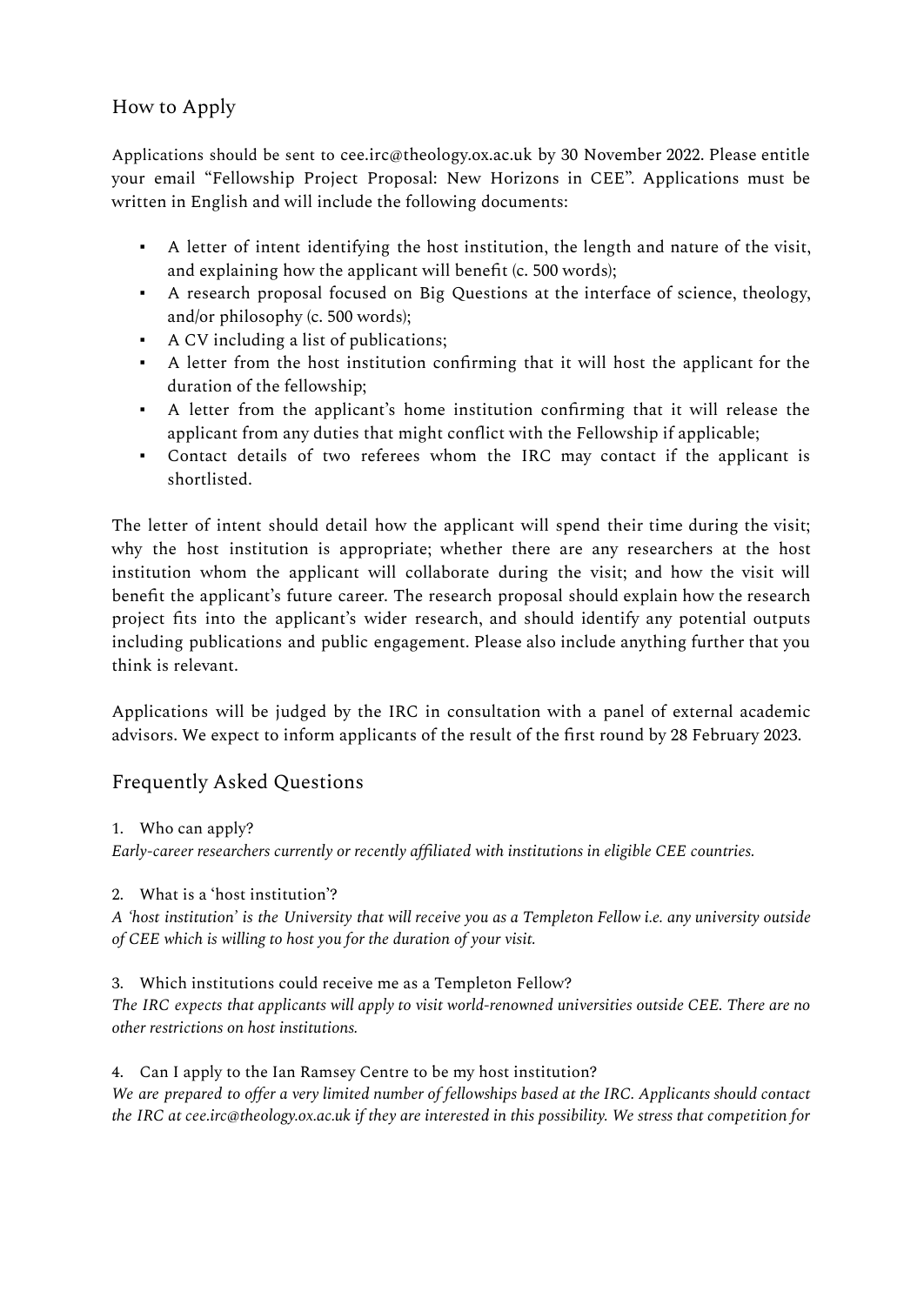## How to Apply

Applications should be sent to cee.irc@theology.ox.ac.uk by 30 November 2022. Please entitle your email "Fellowship Project Proposal: New Horizons in CEE". Applications must be written in English and will include the following documents:

- A letter of intent identifying the host institution, the length and nature of the visit, and explaining how the applicant will benefit (c. 500 words);
- A research proposal focused on Big Questions at the interface of science, theology, and/or philosophy (c. 500 words);
- A CV including a list of publications;
- A letter from the host institution confirming that it will host the applicant for the duration of the fellowship;
- A letter from the applicant's home institution confirming that it will release the applicant from any duties that might conflict with the Fellowship if applicable;
- Contact details of two referees whom the IRC may contact if the applicant is shortlisted.

The letter of intent should detail how the applicant will spend their time during the visit; why the host institution is appropriate; whether there are any researchers at the host institution whom the applicant will collaborate during the visit; and how the visit will benefit the applicant's future career. The research proposal should explain how the research project fits into the applicant's wider research, and should identify any potential outputs including publications and public engagement. Please also include anything further that you think is relevant.

Applications will be judged by the IRC in consultation with a panel of external academic advisors. We expect to inform applicants of the result of the first round by 28 February 2023.

## Frequently Asked Questions

1. Who can apply?

*Early-career researchers currently or recently affiliated with institutions in eligible CEE countries.*

2. What is a 'host institution'?

*A 'host institution' is the University that will receive you as a Templeton Fellow i.e. any university outside of CEE which is willing to host you for the duration of your visit.*

3. Which institutions could receive me as a Templeton Fellow?

*The IRC expects that applicants will apply to visit world-renowned universities outside CEE. There are no other restrictions on host institutions.*

4. Can I apply to the Ian Ramsey Centre to be my host institution?

*We are prepared to offer a very limited number of fellowships based at the IRC. Applicants should contact the IRC at cee.irc@theology.ox.ac.uk if they are interested in this possibility. We stress that competition for*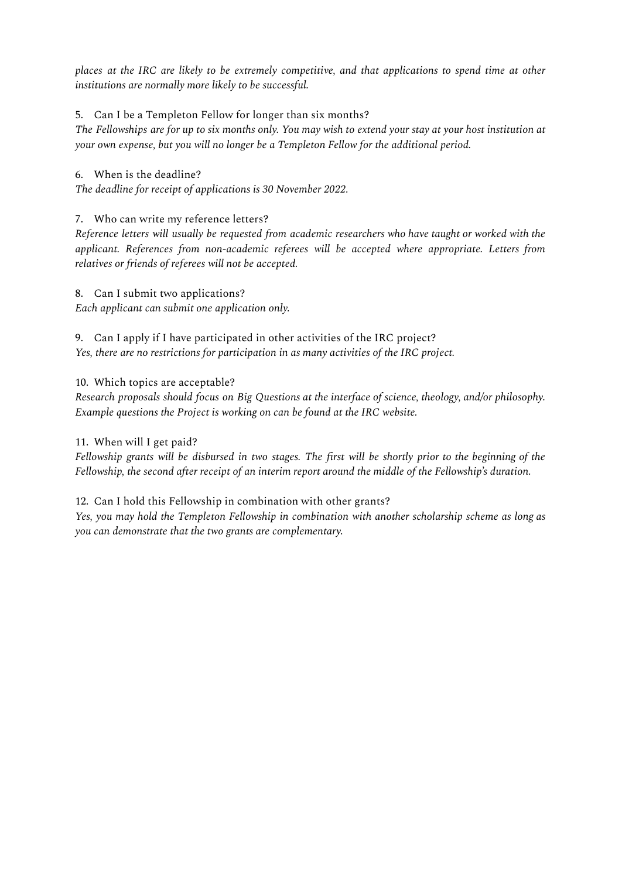*places at the IRC are likely to be extremely competitive, and that applications to spend time at other institutions are normally more likely to be successful.*

5. Can I be a Templeton Fellow for longer than six months?

*The Fellowships are for up to six months only. You may wish to extend your stay at your host institution at your own expense, but you will no longer be a Templeton Fellow for the additional period.*

6. When is the deadline?

*The deadline for receipt of applications is 30 November 2022.*

7. Who can write my reference letters?

*Reference letters will usually be requested from academic researchers who have taught or worked with the applicant. References from non-academic referees will be accepted where appropriate. Letters from relatives or friends of referees will not be accepted.*

8. Can I submit two applications?

*Each applicant can submit one application only.*

9. Can I apply if I have participated in other activities of the IRC project?

*Yes, there are no restrictions for participation in as many activities of the IRC project.*

10. Which topics are acceptable?

*Research proposals should focus on Big Questions at the interface of science, theology, and/or philosophy. Example questions the Project is working on can be found at the IRC website.*

11. When will I get paid?

*Fellowship grants will be disbursed in two stages. The first will be shortly prior to the beginning of the Fellowship, the second after receipt of an interim report around the middle of the Fellowship's duration.*

12. Can I hold this Fellowship in combination with other grants?

*Yes, you may hold the Templeton Fellowship in combination with another scholarship scheme as long as you can demonstrate that the two grants are complementary.*